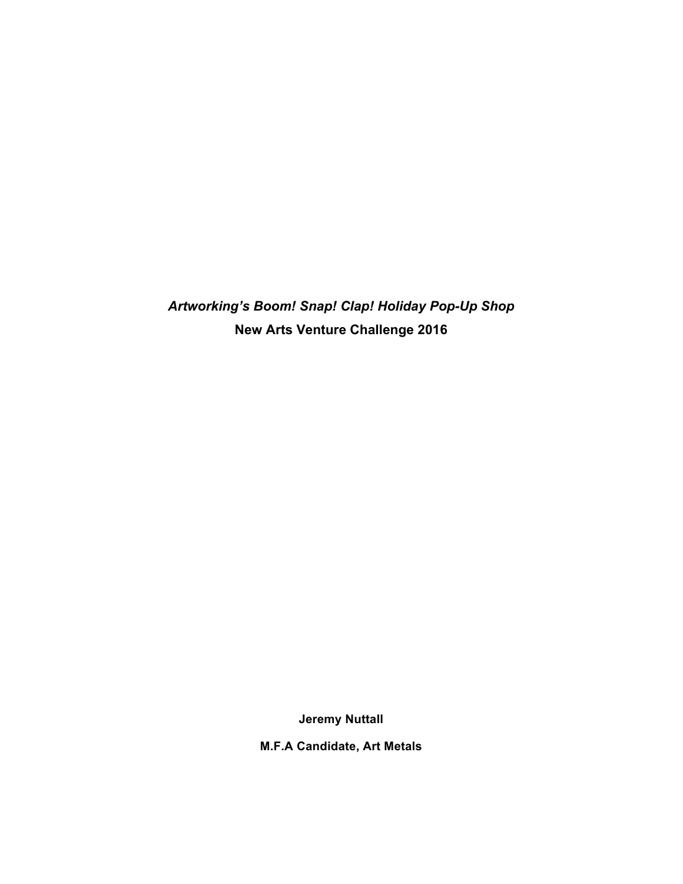***Artworking's Boom! Snap! Clap! Holiday Pop-Up Shop***

**New Arts Venture Challenge 2016**

**Jeremy Nuttall**

**M.F.A Candidate, Art Metals**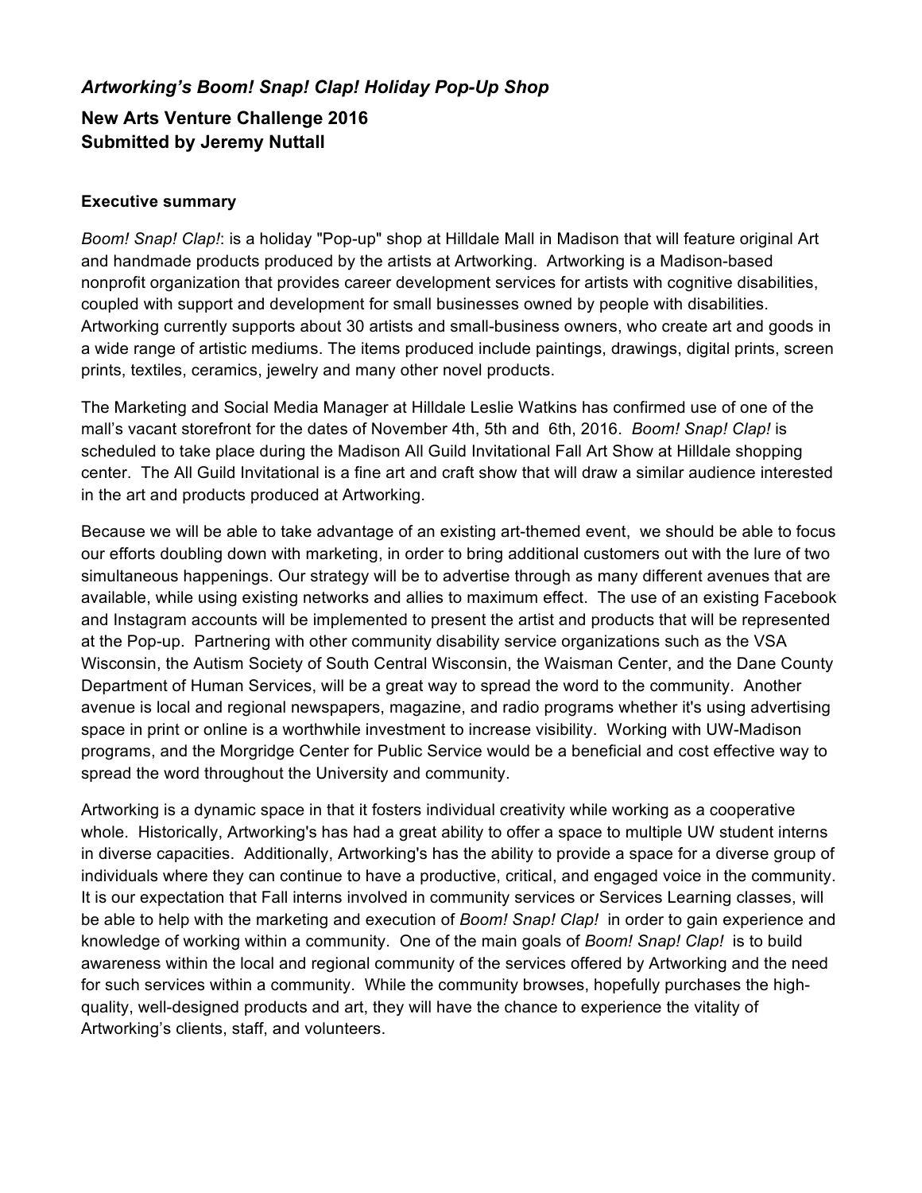### *Artworking's Boom! Snap! Clap! Holiday Pop-Up Shop*

**New Arts Venture Challenge 2016**
**Submitted by Jeremy Nuttall**

**Executive summary**

*Boom! Snap! Clap!*: is a holiday "Pop-up" shop at Hilldale Mall in Madison that will feature original Art and handmade products produced by the artists at Artworking. Artworking is a Madison-based nonprofit organization that provides career development services for artists with cognitive disabilities, coupled with support and development for small businesses owned by people with disabilities. Artworking currently supports about 30 artists and small-business owners, who create art and goods in a wide range of artistic mediums. The items produced include paintings, drawings, digital prints, screen prints, textiles, ceramics, jewelry and many other novel products.

The Marketing and Social Media Manager at Hilldale Leslie Watkins has confirmed use of one of the mall's vacant storefront for the dates of November 4th, 5th and 6th, 2016. *Boom! Snap! Clap!* is scheduled to take place during the Madison All Guild Invitational Fall Art Show at Hilldale shopping center. The All Guild Invitational is a fine art and craft show that will draw a similar audience interested in the art and products produced at Artworking.

Because we will be able to take advantage of an existing art-themed event, we should be able to focus our efforts doubling down with marketing, in order to bring additional customers out with the lure of two simultaneous happenings. Our strategy will be to advertise through as many different avenues that are available, while using existing networks and allies to maximum effect. The use of an existing Facebook and Instagram accounts will be implemented to present the artist and products that will be represented at the Pop-up. Partnering with other community disability service organizations such as the VSA Wisconsin, the Autism Society of South Central Wisconsin, the Waisman Center, and the Dane County Department of Human Services, will be a great way to spread the word to the community. Another avenue is local and regional newspapers, magazine, and radio programs whether it's using advertising space in print or online is a worthwhile investment to increase visibility. Working with UW-Madison programs, and the Morgridge Center for Public Service would be a beneficial and cost effective way to spread the word throughout the University and community.

Artworking is a dynamic space in that it fosters individual creativity while working as a cooperative whole. Historically, Artworking's has had a great ability to offer a space to multiple UW student interns in diverse capacities. Additionally, Artworking's has the ability to provide a space for a diverse group of individuals where they can continue to have a productive, critical, and engaged voice in the community. It is our expectation that Fall interns involved in community services or Services Learning classes, will be able to help with the marketing and execution of *Boom! Snap! Clap!* in order to gain experience and knowledge of working within a community. One of the main goals of *Boom! Snap! Clap!* is to build awareness within the local and regional community of the services offered by Artworking and the need for such services within a community. While the community browses, hopefully purchases the high-quality, well-designed products and art, they will have the chance to experience the vitality of Artworking's clients, staff, and volunteers.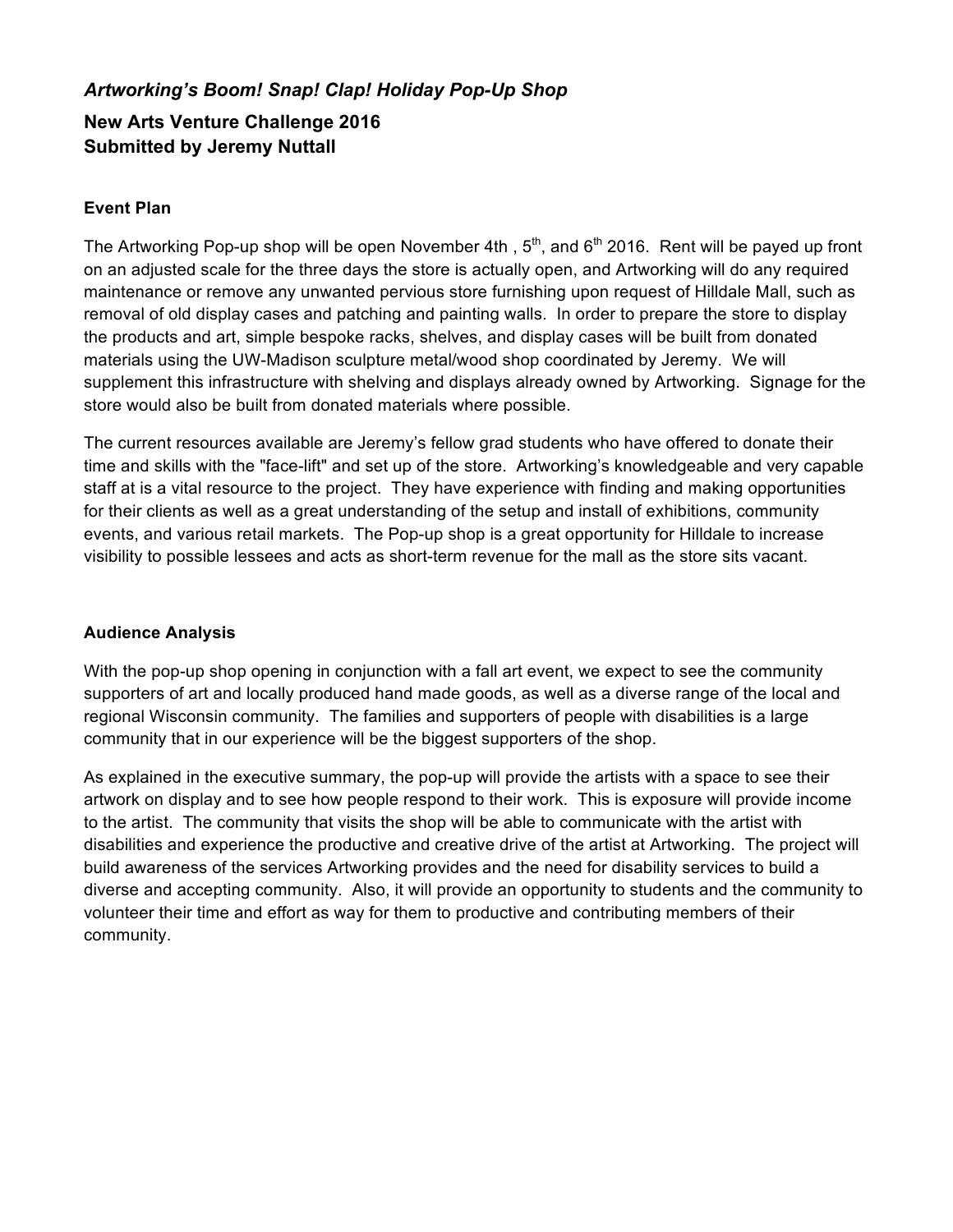*Artworking's Boom! Snap! Clap! Holiday Pop-Up Shop*

**New Arts Venture Challenge 2016**
**Submitted by Jeremy Nuttall**

### Event Plan

The Artworking Pop-up shop will be open November 4th , 5th, and 6th 2016. Rent will be payed up front on an adjusted scale for the three days the store is actually open, and Artworking will do any required maintenance or remove any unwanted pervious store furnishing upon request of Hilldale Mall, such as removal of old display cases and patching and painting walls. In order to prepare the store to display the products and art, simple bespoke racks, shelves, and display cases will be built from donated materials using the UW-Madison sculpture metal/wood shop coordinated by Jeremy. We will supplement this infrastructure with shelving and displays already owned by Artworking. Signage for the store would also be built from donated materials where possible.

The current resources available are Jeremy's fellow grad students who have offered to donate their time and skills with the "face-lift" and set up of the store. Artworking's knowledgeable and very capable staff at is a vital resource to the project. They have experience with finding and making opportunities for their clients as well as a great understanding of the setup and install of exhibitions, community events, and various retail markets. The Pop-up shop is a great opportunity for Hilldale to increase visibility to possible lessees and acts as short-term revenue for the mall as the store sits vacant.

### Audience Analysis

With the pop-up shop opening in conjunction with a fall art event, we expect to see the community supporters of art and locally produced hand made goods, as well as a diverse range of the local and regional Wisconsin community. The families and supporters of people with disabilities is a large community that in our experience will be the biggest supporters of the shop.

As explained in the executive summary, the pop-up will provide the artists with a space to see their artwork on display and to see how people respond to their work. This is exposure will provide income to the artist. The community that visits the shop will be able to communicate with the artist with disabilities and experience the productive and creative drive of the artist at Artworking. The project will build awareness of the services Artworking provides and the need for disability services to build a diverse and accepting community. Also, it will provide an opportunity to students and the community to volunteer their time and effort as way for them to productive and contributing members of their community.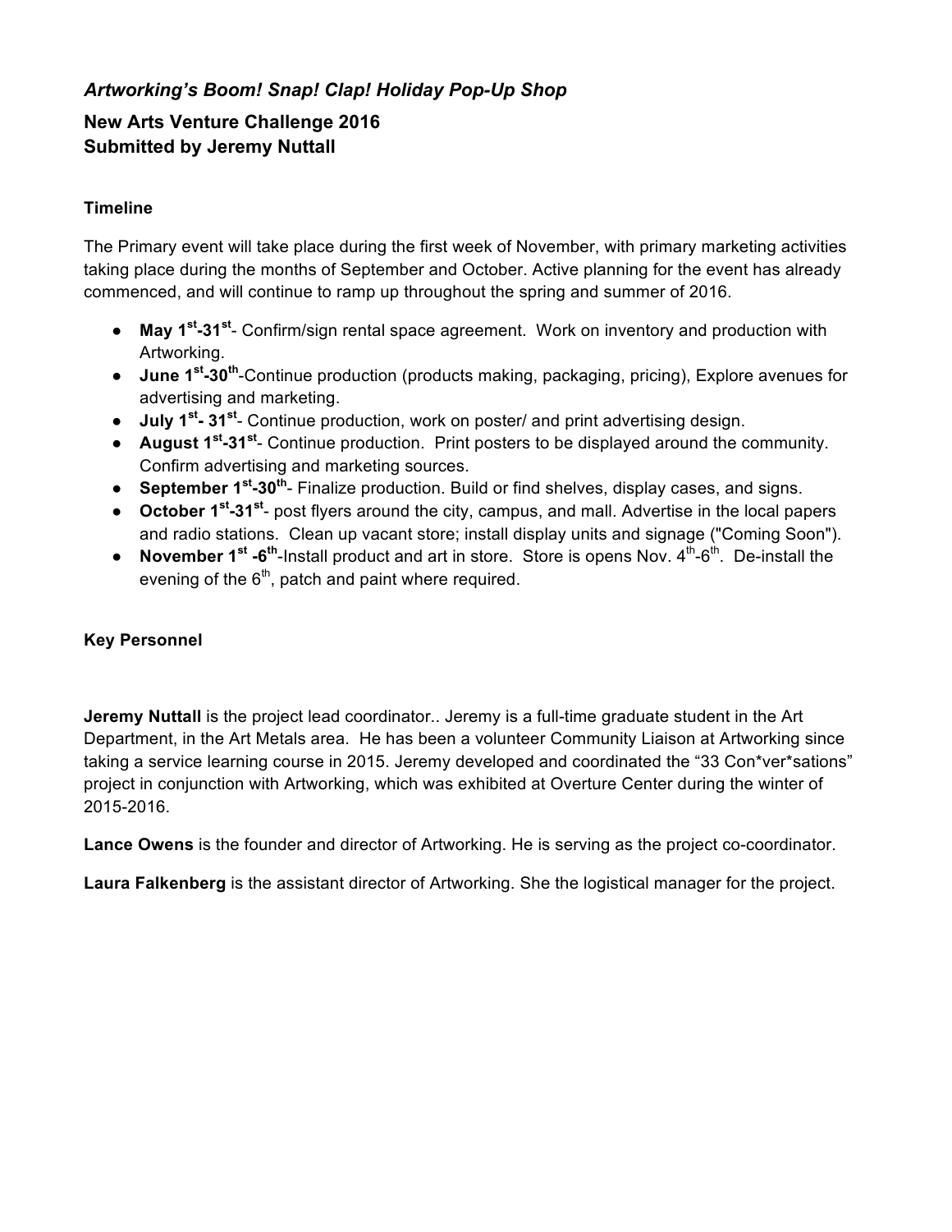### *Artworking's Boom! Snap! Clap! Holiday Pop-Up Shop*

### New Arts Venture Challenge 2016
### Submitted by Jeremy Nuttall

**Timeline**

The Primary event will take place during the first week of November, with primary marketing activities taking place during the months of September and October. Active planning for the event has already commenced, and will continue to ramp up throughout the spring and summer of 2016.

- **May 1st-31st**- Confirm/sign rental space agreement. Work on inventory and production with Artworking.
- **June 1st-30th**-Continue production (products making, packaging, pricing), Explore avenues for advertising and marketing.
- **July 1st- 31st**- Continue production, work on poster/ and print advertising design.
- **August 1st-31st**- Continue production. Print posters to be displayed around the community. Confirm advertising and marketing sources.
- **September 1st-30th**- Finalize production. Build or find shelves, display cases, and signs.
- **October 1st-31st**- post flyers around the city, campus, and mall. Advertise in the local papers and radio stations. Clean up vacant store; install display units and signage ("Coming Soon").
- **November 1st -6th**-Install product and art in store. Store is opens Nov. 4th-6th. De-install the evening of the 6th, patch and paint where required.

**Key Personnel**

**Jeremy Nuttall** is the project lead coordinator.. Jeremy is a full-time graduate student in the Art Department, in the Art Metals area. He has been a volunteer Community Liaison at Artworking since taking a service learning course in 2015. Jeremy developed and coordinated the "33 Con*ver*sations" project in conjunction with Artworking, which was exhibited at Overture Center during the winter of 2015-2016.

**Lance Owens** is the founder and director of Artworking. He is serving as the project co-coordinator.

**Laura Falkenberg** is the assistant director of Artworking. She the logistical manager for the project.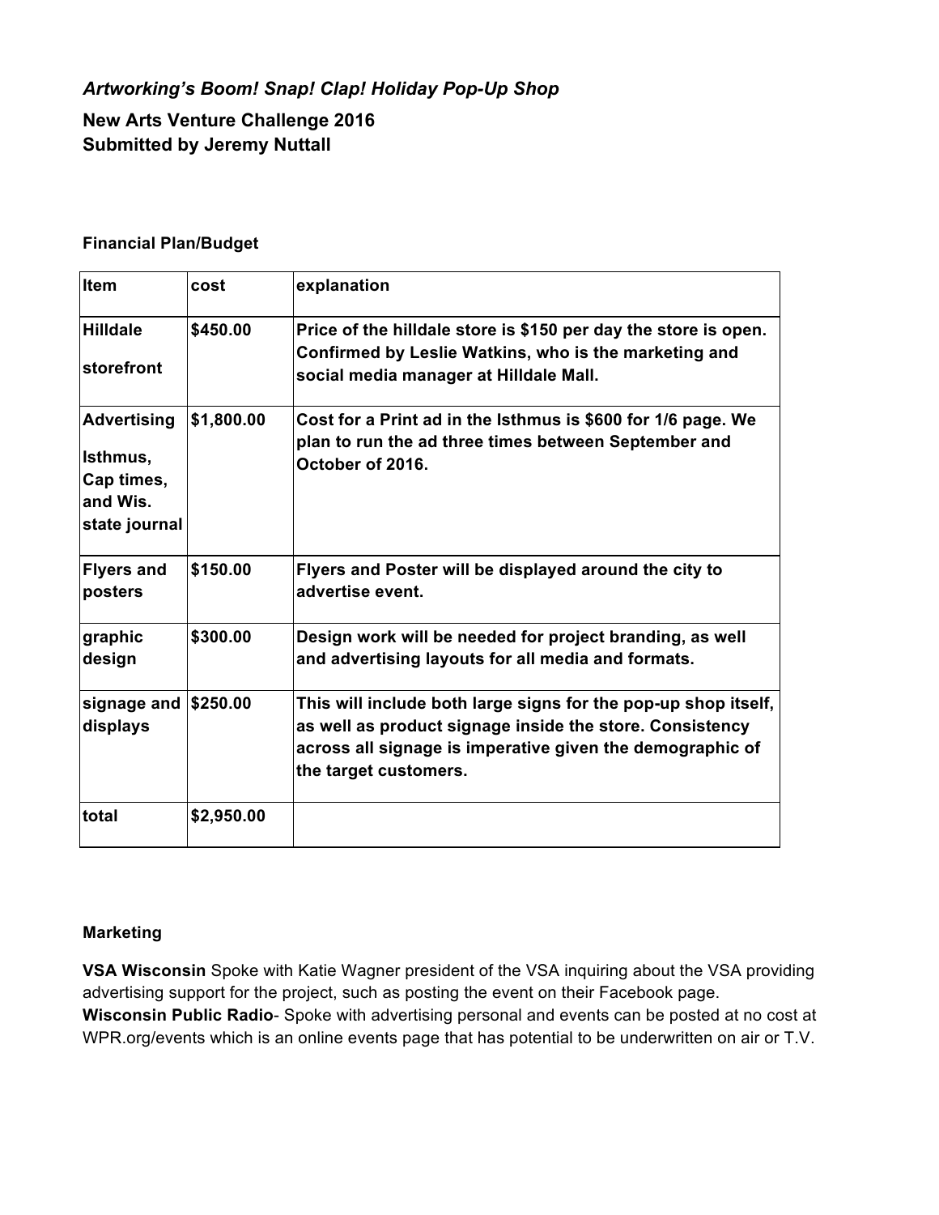*Artworking's Boom! Snap! Clap! Holiday Pop-Up Shop*

**New Arts Venture Challenge 2016**
**Submitted by Jeremy Nuttall**

**Financial Plan/Budget**

| Item | cost | explanation |
|---|---|---|
| **Hilldale storefront** | **$450.00** | **Price of the hilldale store is $150 per day the store is open. Confirmed by Leslie Watkins, who is the marketing and social media manager at Hilldale Mall.** |
| **Advertising Isthmus, Cap times, and Wis. state journal** | **$1,800.00** | **Cost for a Print ad in the Isthmus is $600 for 1/6 page. We plan to run the ad three times between September and October of 2016.** |
| **Flyers and posters** | **$150.00** | **Flyers and Poster will be displayed around the city to advertise event.** |
| **graphic design** | **$300.00** | **Design work will be needed for project branding, as well and advertising layouts for all media and formats.** |
| **signage and displays** | **$250.00** | **This will include both large signs for the pop-up shop itself, as well as product signage inside the store. Consistency across all signage is imperative given the demographic of the target customers.** |
| **total** | **$2,950.00** | |

**Marketing**

**VSA Wisconsin** Spoke with Katie Wagner president of the VSA inquiring about the VSA providing advertising support for the project, such as posting the event on their Facebook page.
**Wisconsin Public Radio**- Spoke with advertising personal and events can be posted at no cost at WPR.org/events which is an online events page that has potential to be underwritten on air or T.V.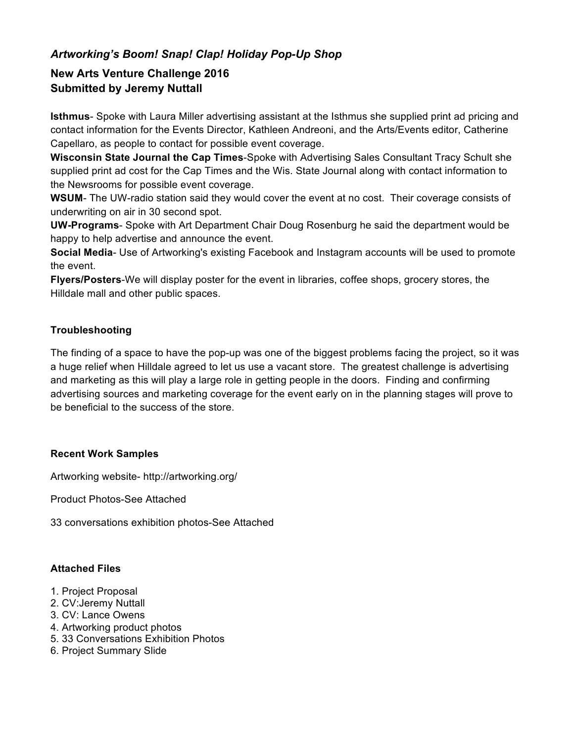### *Artworking's Boom! Snap! Clap! Holiday Pop-Up Shop*

### New Arts Venture Challenge 2016
### Submitted by Jeremy Nuttall

**Isthmus**- Spoke with Laura Miller advertising assistant at the Isthmus she supplied print ad pricing and contact information for the Events Director, Kathleen Andreoni, and the Arts/Events editor, Catherine Capellaro, as people to contact for possible event coverage.
**Wisconsin State Journal the Cap Times**-Spoke with Advertising Sales Consultant Tracy Schult she supplied print ad cost for the Cap Times and the Wis. State Journal along with contact information to the Newsrooms for possible event coverage.
**WSUM**- The UW-radio station said they would cover the event at no cost. Their coverage consists of underwriting on air in 30 second spot.
**UW-Programs**- Spoke with Art Department Chair Doug Rosenburg he said the department would be happy to help advertise and announce the event.
**Social Media**- Use of Artworking's existing Facebook and Instagram accounts will be used to promote the event.
**Flyers/Posters**-We will display poster for the event in libraries, coffee shops, grocery stores, the Hilldale mall and other public spaces.

**Troubleshooting**

The finding of a space to have the pop-up was one of the biggest problems facing the project, so it was a huge relief when Hilldale agreed to let us use a vacant store. The greatest challenge is advertising and marketing as this will play a large role in getting people in the doors. Finding and confirming advertising sources and marketing coverage for the event early on in the planning stages will prove to be beneficial to the success of the store.

**Recent Work Samples**

Artworking website- http://artworking.org/

Product Photos-See Attached

33 conversations exhibition photos-See Attached

**Attached Files**

1. Project Proposal
2. CV:Jeremy Nuttall
3. CV: Lance Owens
4. Artworking product photos
5. 33 Conversations Exhibition Photos
6. Project Summary Slide